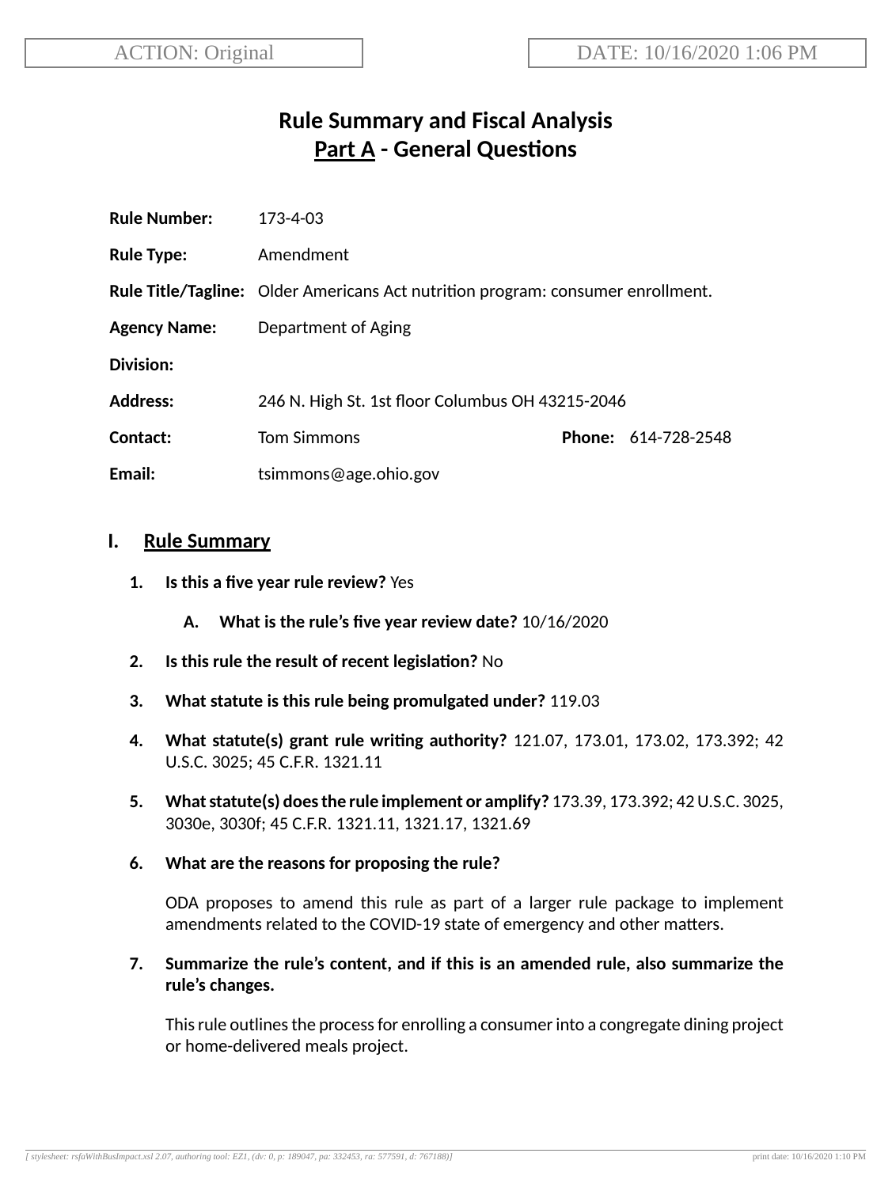ACTION: Original

DATE: 10/16/2020 1:06 PM

# Rule Summary and Fiscal Analysis
## Part A - General Questions

**Rule Number:** 173-4-03

**Rule Type:** Amendment

**Rule Title/Tagline:** Older Americans Act nutrition program: consumer enrollment.

**Agency Name:** Department of Aging

**Division:**

**Address:** 246 N. High St. 1st floor Columbus OH 43215-2046

**Contact:** Tom Simmons **Phone:** 614-728-2548

**Email:** tsimmons@age.ohio.gov

## I. Rule Summary

1. **Is this a five year rule review?** Yes

   A. **What is the rule's five year review date?** 10/16/2020

2. **Is this rule the result of recent legislation?** No

3. **What statute is this rule being promulgated under?** 119.03

4. **What statute(s) grant rule writing authority?** 121.07, 173.01, 173.02, 173.392; 42 U.S.C. 3025; 45 C.F.R. 1321.11

5. **What statute(s) does the rule implement or amplify?** 173.39, 173.392; 42 U.S.C. 3025, 3030e, 3030f; 45 C.F.R. 1321.11, 1321.17, 1321.69

6. **What are the reasons for proposing the rule?**

   ODA proposes to amend this rule as part of a larger rule package to implement amendments related to the COVID-19 state of emergency and other matters.

7. **Summarize the rule's content, and if this is an amended rule, also summarize the rule's changes.**

   This rule outlines the process for enrolling a consumer into a congregate dining project or home-delivered meals project.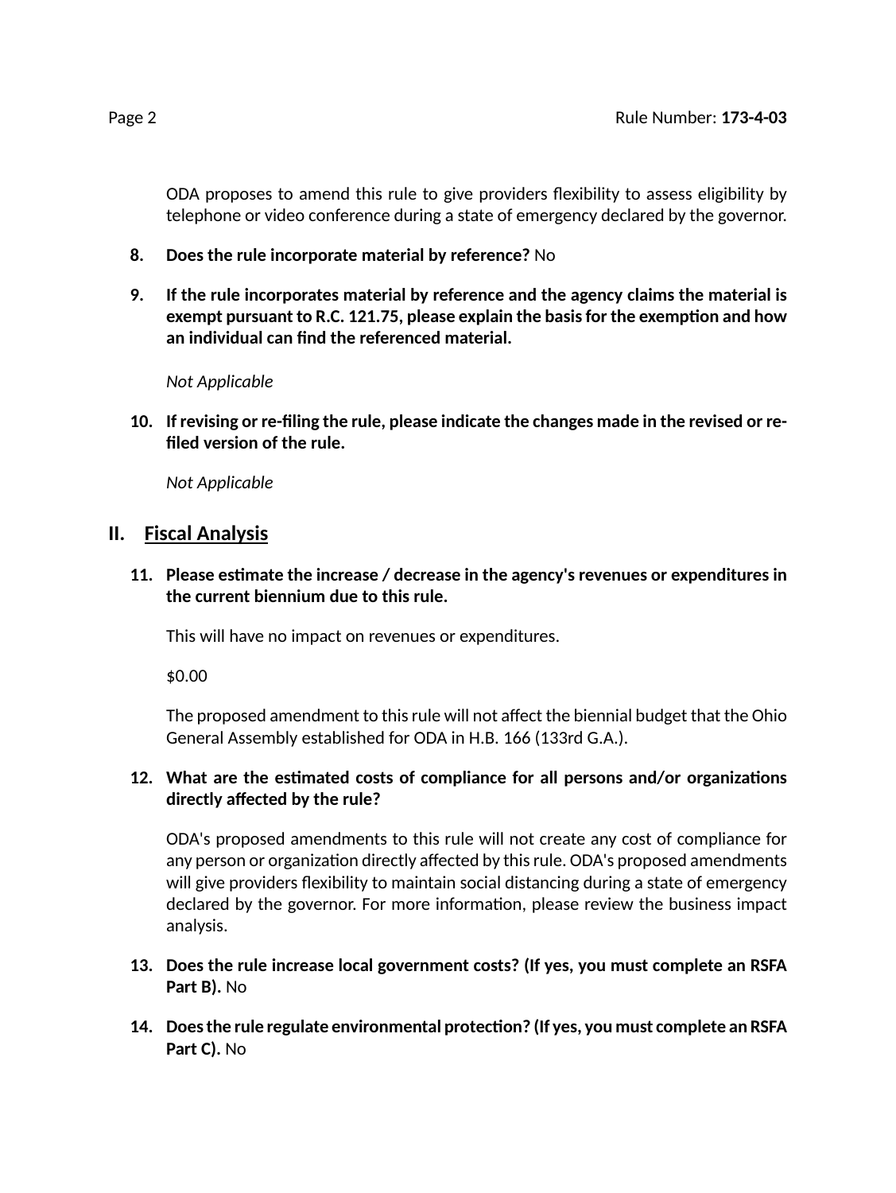ODA proposes to amend this rule to give providers flexibility to assess eligibility by telephone or video conference during a state of emergency declared by the governor.

8. **Does the rule incorporate material by reference?** No

9. **If the rule incorporates material by reference and the agency claims the material is exempt pursuant to R.C. 121.75, please explain the basis for the exemption and how an individual can find the referenced material.**

   *Not Applicable*

10. **If revising or re-filing the rule, please indicate the changes made in the revised or re-filed version of the rule.**

    *Not Applicable*

## II. Fiscal Analysis

11. **Please estimate the increase / decrease in the agency's revenues or expenditures in the current biennium due to this rule.**

    This will have no impact on revenues or expenditures.

    $0.00

    The proposed amendment to this rule will not affect the biennial budget that the Ohio General Assembly established for ODA in H.B. 166 (133rd G.A.).

12. **What are the estimated costs of compliance for all persons and/or organizations directly affected by the rule?**

    ODA's proposed amendments to this rule will not create any cost of compliance for any person or organization directly affected by this rule. ODA's proposed amendments will give providers flexibility to maintain social distancing during a state of emergency declared by the governor. For more information, please review the business impact analysis.

13. **Does the rule increase local government costs? (If yes, you must complete an RSFA Part B).** No

14. **Does the rule regulate environmental protection? (If yes, you must complete an RSFA Part C).** No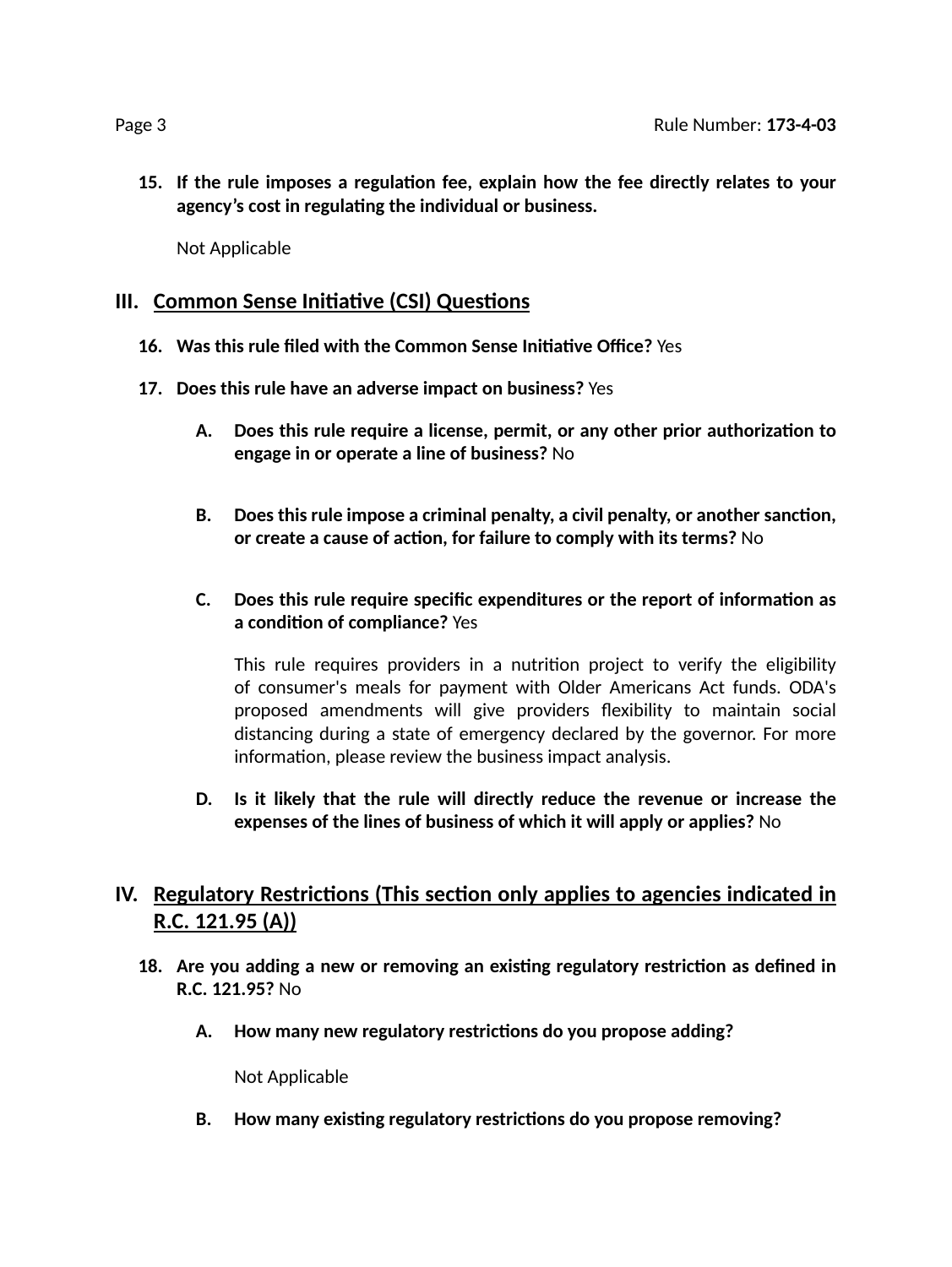**15. If the rule imposes a regulation fee, explain how the fee directly relates to your agency's cost in regulating the individual or business.**

Not Applicable

## III. Common Sense Initiative (CSI) Questions

**16. Was this rule filed with the Common Sense Initiative Office?** Yes

**17. Does this rule have an adverse impact on business?** Yes

**A. Does this rule require a license, permit, or any other prior authorization to engage in or operate a line of business?** No

**B. Does this rule impose a criminal penalty, a civil penalty, or another sanction, or create a cause of action, for failure to comply with its terms?** No

**C. Does this rule require specific expenditures or the report of information as a condition of compliance?** Yes

This rule requires providers in a nutrition project to verify the eligibility of consumer's meals for payment with Older Americans Act funds. ODA's proposed amendments will give providers flexibility to maintain social distancing during a state of emergency declared by the governor. For more information, please review the business impact analysis.

**D. Is it likely that the rule will directly reduce the revenue or increase the expenses of the lines of business of which it will apply or applies?** No

## IV. Regulatory Restrictions (This section only applies to agencies indicated in R.C. 121.95 (A))

**18. Are you adding a new or removing an existing regulatory restriction as defined in R.C. 121.95?** No

**A. How many new regulatory restrictions do you propose adding?**

Not Applicable

**B. How many existing regulatory restrictions do you propose removing?**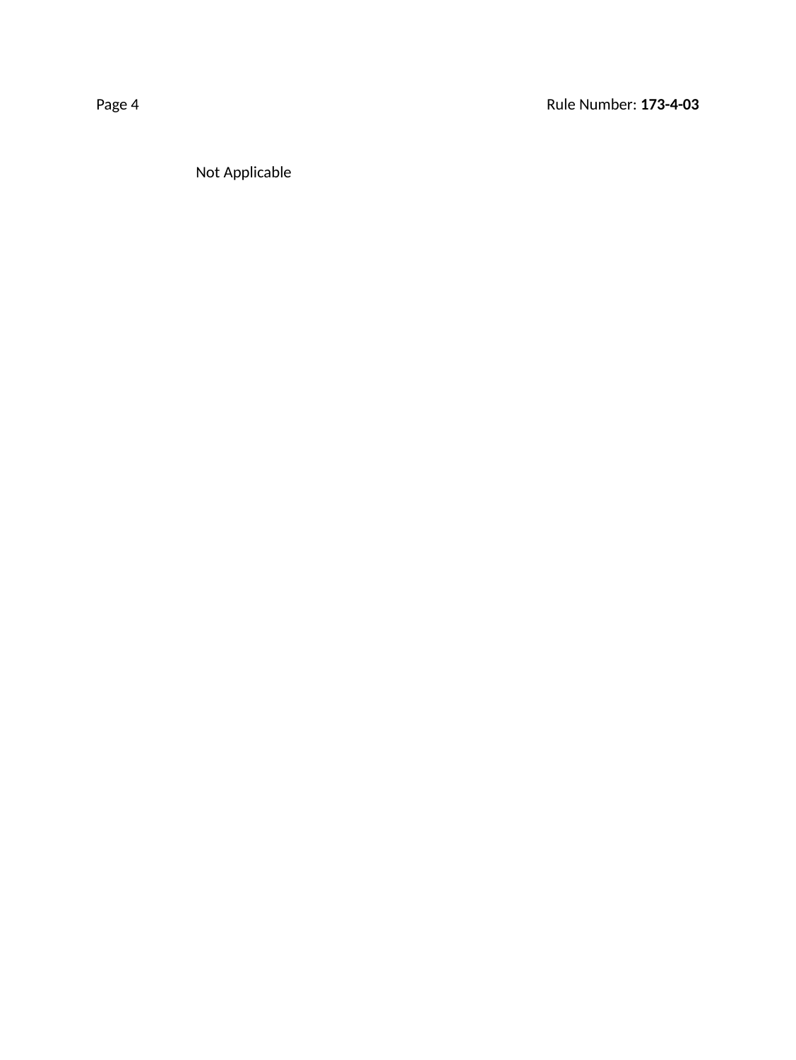Not Applicable